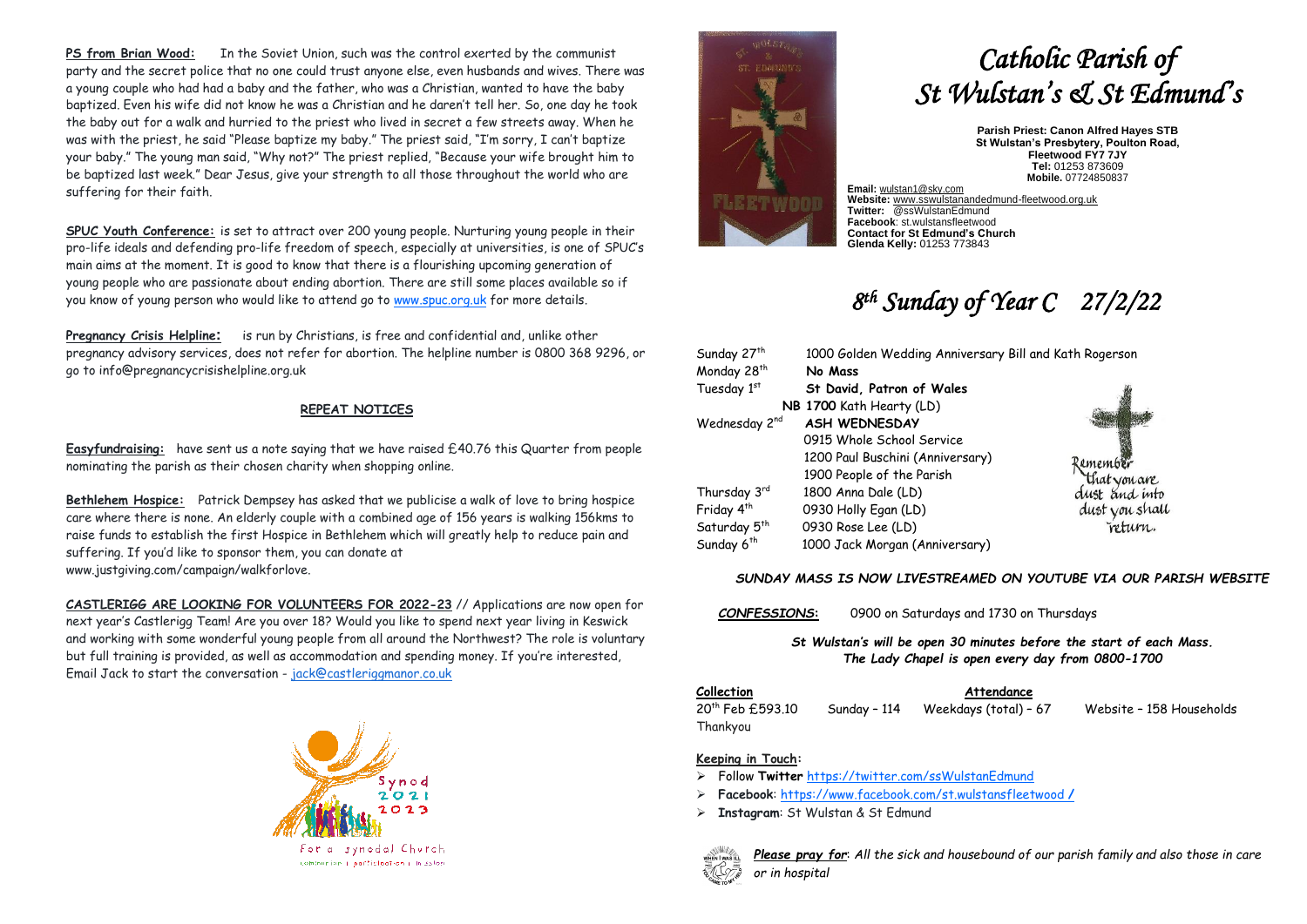**PS from Brian Wood:** In the Soviet Union, such was the control exerted by the communist party and the secret police that no one could trust anyone else, even husbands and wives. There was a young couple who had had a baby and the father, who was a Christian, wanted to have the baby baptized. Even his wife did not know he was a Christian and he daren't tell her. So, one day he took the baby out for a walk and hurried to the priest who lived in secret a few streets away. When he was with the priest, he said "Please baptize my baby." The priest said, "I'm sorry, I can't baptize your baby." The young man said, "Why not?" The priest replied, "Because your wife brought him to be baptized last week." Dear Jesus, give your strength to all those throughout the world who are suffering for their faith.

**SPUC Youth Conference:** is set to attract over 200 young people. Nurturing young people in their pro-life ideals and defending pro-life freedom of speech, especially at universities, is one of SPUC's main aims at the moment. It is good to know that there is a flourishing upcoming generation of young people who are passionate about ending abortion. There are still some places available so if you know of young person who would like to attend go to www.spuc.org.uk for more details.

**Pregnancy Crisis Helpline:** is run by Christians, is free and confidential and, unlike other pregnancy advisory services, does not refer for abortion. The helpline number is 0800 368 9296, or go to info@pregnancycrisishelpline.org.uk

## REPEAT NOTICES

**Easyfundraising:** have sent us a note saying that we have raised £40.76 this Quarter from people nominating the parish as their chosen charity when shopping online.

**Bethlehem Hospice:** Patrick Dempsey has asked that we publicise a walk of love to bring hospice care where there is none. An elderly couple with a combined age of 156 years is walking 156kms to raise funds to establish the first Hospice in Bethlehem which will greatly help to reduce pain and suffering. If you'd like to sponsor them, you can donate at www.justgiving.com/campaign/walkforlove.

**CASTLERIGG ARE LOOKING FOR VOLUNTEERS FOR 2022-23** // Applications are now open for next year's Castlerigg Team! Are you over 18? Would you like to spend next year living in Keswick and working with some wonderful young people from all around the Northwest? The role is voluntary but full training is provided, as well as accommodation and spending money. If you're interested, Email Jack to start the conversation - jack@castleriggmanor.co.uk

Synod 2021 2023
For a synodal Church
communion | participation | mission

# *Catholic Parish of St Wulstan's & St Edmund's*

**Parish Priest: Canon Alfred Hayes STB**
**St Wulstan's Presbytery, Poulton Road, Fleetwood FY7 7JY**
**Tel:** 01253 873609
**Mobile.** 07724850837

**Email:** wulstan1@sky.com
**Website:** www.sswulstanandedmund-fleetwood.org.uk
**Twitter:** @ssWulstanEdmund
**Facebook**: st.wulstansfleetwood
**Contact for St Edmund's Church**
**Glenda Kelly:** 01253 773843

## *8th Sunday of Year C 27/2/22*

Sunday 27th — 1000 Golden Wedding Anniversary Bill and Kath Rogerson
Monday 28th — **No Mass**
Tuesday 1st — **St David, Patron of Wales**
**NB 1700** Kath Hearty (LD)
Wednesday 2nd — **ASH WEDNESDAY**
0915 Whole School Service
1200 Paul Buschini (Anniversary)
1900 People of the Parish
Thursday 3rd — 1800 Anna Dale (LD)
Friday 4th — 0930 Holly Egan (LD)
Saturday 5th — 0930 Rose Lee (LD)
Sunday 6th — 1000 Jack Morgan (Anniversary)

Remember that you are dust and into dust you shall return.

***SUNDAY MASS IS NOW LIVESTREAMED ON YOUTUBE VIA OUR PARISH WEBSITE***

***CONFESSIONS:*** 0900 on Saturdays and 1730 on Thursdays

***St Wulstan's will be open 30 minutes before the start of each Mass. The Lady Chapel is open every day from 0800-1700***

| **Collection** | **Attendance** | | |
|---|---|---|---|
| 20th Feb £593.10 | Sunday – 114 | Weekdays (total) – 67 | Website – 158 Households |
| Thankyou | | | |

**Keeping in Touch:**

- Follow **Twitter** https://twitter.com/ssWulstanEdmund
- **Facebook**: https://www.facebook.com/st.wulstansfleetwood /
- **Instagram**: St Wulstan & St Edmund

***Please pray for**: All the sick and housebound of our parish family and also those in care or in hospital*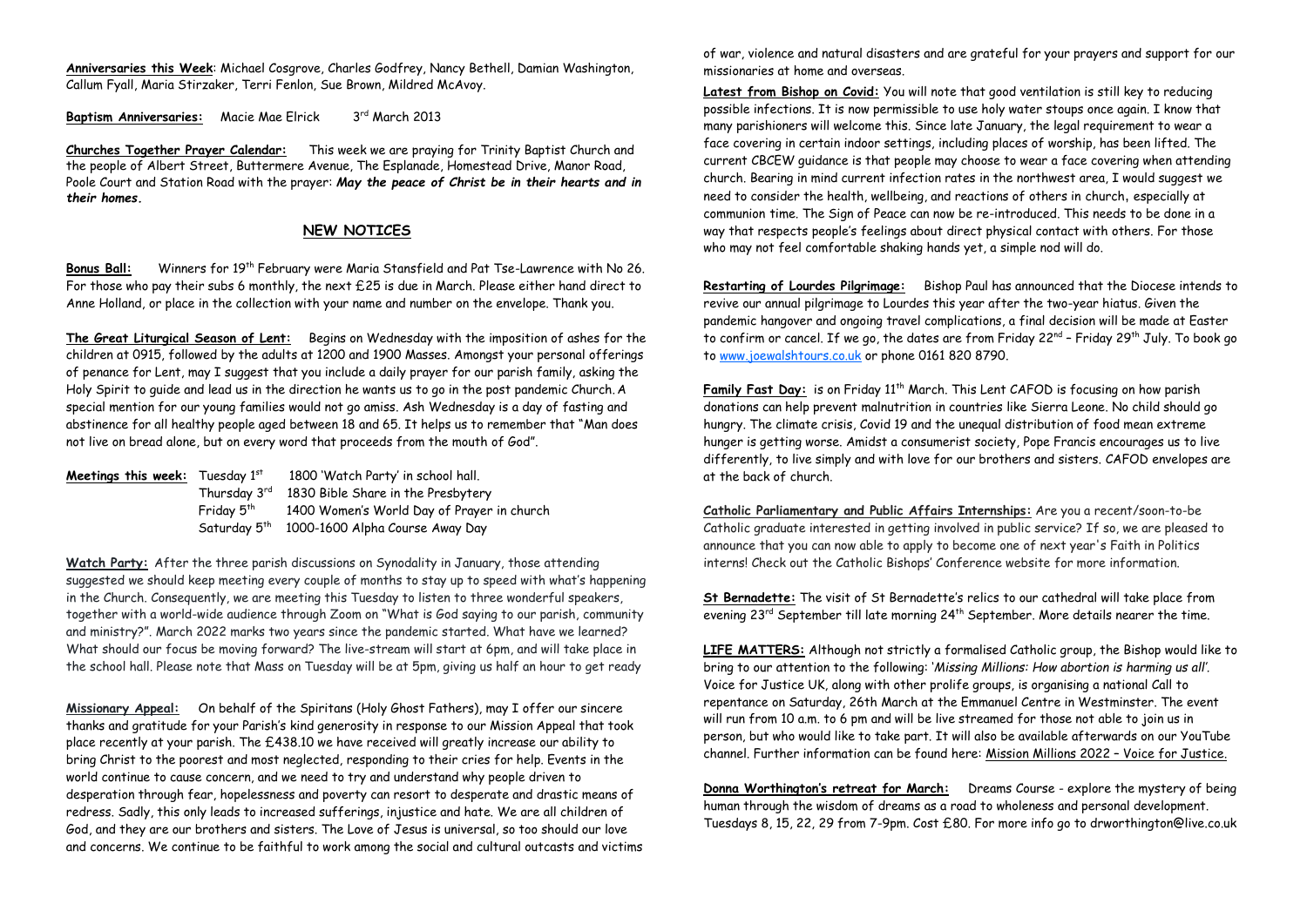**Anniversaries this Week**: Michael Cosgrove, Charles Godfrey, Nancy Bethell, Damian Washington, Callum Fyall, Maria Stirzaker, Terri Fenlon, Sue Brown, Mildred McAvoy.

**Baptism Anniversaries:** Macie Mae Elrick 3rd March 2013

**Churches Together Prayer Calendar:** This week we are praying for Trinity Baptist Church and the people of Albert Street, Buttermere Avenue, The Esplanade, Homestead Drive, Manor Road, Poole Court and Station Road with the prayer: ***May the peace of Christ be in their hearts and in their homes.***

## NEW NOTICES

**Bonus Ball:** Winners for 19th February were Maria Stansfield and Pat Tse-Lawrence with No 26. For those who pay their subs 6 monthly, the next £25 is due in March. Please either hand direct to Anne Holland, or place in the collection with your name and number on the envelope. Thank you.

**The Great Liturgical Season of Lent:** Begins on Wednesday with the imposition of ashes for the children at 0915, followed by the adults at 1200 and 1900 Masses. Amongst your personal offerings of penance for Lent, may I suggest that you include a daily prayer for our parish family, asking the Holy Spirit to guide and lead us in the direction he wants us to go in the post pandemic Church. A special mention for our young families would not go amiss. Ash Wednesday is a day of fasting and abstinence for all healthy people aged between 18 and 65. It helps us to remember that "Man does not live on bread alone, but on every word that proceeds from the mouth of God".

| | | |
|---|---|---|
| **Meetings this week:** | Tuesday 1st | 1800 'Watch Party' in school hall. |
| | Thursday 3rd | 1830 Bible Share in the Presbytery |
| | Friday 5th | 1400 Women's World Day of Prayer in church |
| | Saturday 5th | 1000-1600 Alpha Course Away Day |

**Watch Party:** After the three parish discussions on Synodality in January, those attending suggested we should keep meeting every couple of months to stay up to speed with what's happening in the Church. Consequently, we are meeting this Tuesday to listen to three wonderful speakers, together with a world-wide audience through Zoom on "What is God saying to our parish, community and ministry?". March 2022 marks two years since the pandemic started. What have we learned? What should our focus be moving forward? The live-stream will start at 6pm, and will take place in the school hall. Please note that Mass on Tuesday will be at 5pm, giving us half an hour to get ready

**Missionary Appeal:** On behalf of the Spiritans (Holy Ghost Fathers), may I offer our sincere thanks and gratitude for your Parish's kind generosity in response to our Mission Appeal that took place recently at your parish. The £438.10 we have received will greatly increase our ability to bring Christ to the poorest and most neglected, responding to their cries for help. Events in the world continue to cause concern, and we need to try and understand why people driven to desperation through fear, hopelessness and poverty can resort to desperate and drastic means of redress. Sadly, this only leads to increased sufferings, injustice and hate. We are all children of God, and they are our brothers and sisters. The Love of Jesus is universal, so too should our love and concerns. We continue to be faithful to work among the social and cultural outcasts and victims of war, violence and natural disasters and are grateful for your prayers and support for our missionaries at home and overseas.

**Latest from Bishop on Covid:** You will note that good ventilation is still key to reducing possible infections. It is now permissible to use holy water stoups once again. I know that many parishioners will welcome this. Since late January, the legal requirement to wear a face covering in certain indoor settings, including places of worship, has been lifted. The current CBCEW guidance is that people may choose to wear a face covering when attending church. Bearing in mind current infection rates in the northwest area, I would suggest we need to consider the health, wellbeing, and reactions of others in church, especially at communion time. The Sign of Peace can now be re-introduced. This needs to be done in a way that respects people's feelings about direct physical contact with others. For those who may not feel comfortable shaking hands yet, a simple nod will do.

**Restarting of Lourdes Pilgrimage:** Bishop Paul has announced that the Diocese intends to revive our annual pilgrimage to Lourdes this year after the two-year hiatus. Given the pandemic hangover and ongoing travel complications, a final decision will be made at Easter to confirm or cancel. If we go, the dates are from Friday 22nd – Friday 29th July. To book go to www.joewalshtours.co.uk or phone 0161 820 8790.

**Family Fast Day:** is on Friday 11th March. This Lent CAFOD is focusing on how parish donations can help prevent malnutrition in countries like Sierra Leone. No child should go hungry. The climate crisis, Covid 19 and the unequal distribution of food mean extreme hunger is getting worse. Amidst a consumerist society, Pope Francis encourages us to live differently, to live simply and with love for our brothers and sisters. CAFOD envelopes are at the back of church.

**Catholic Parliamentary and Public Affairs Internships:** Are you a recent/soon-to-be Catholic graduate interested in getting involved in public service? If so, we are pleased to announce that you can now able to apply to become one of next year's Faith in Politics interns! Check out the Catholic Bishops' Conference website for more information.

**St Bernadette:** The visit of St Bernadette's relics to our cathedral will take place from evening 23rd September till late morning 24th September. More details nearer the time.

**LIFE MATTERS:** Although not strictly a formalised Catholic group, the Bishop would like to bring to our attention to the following: '*Missing Millions: How abortion is harming us all'*. Voice for Justice UK, along with other prolife groups, is organising a national Call to repentance on Saturday, 26th March at the Emmanuel Centre in Westminster. The event will run from 10 a.m. to 6 pm and will be live streamed for those not able to join us in person, but who would like to take part. It will also be available afterwards on our YouTube channel. Further information can be found here: Mission Millions 2022 – Voice for Justice.

**Donna Worthington's retreat for March:** Dreams Course - explore the mystery of being human through the wisdom of dreams as a road to wholeness and personal development. Tuesdays 8, 15, 22, 29 from 7-9pm. Cost £80. For more info go to drworthington@live.co.uk